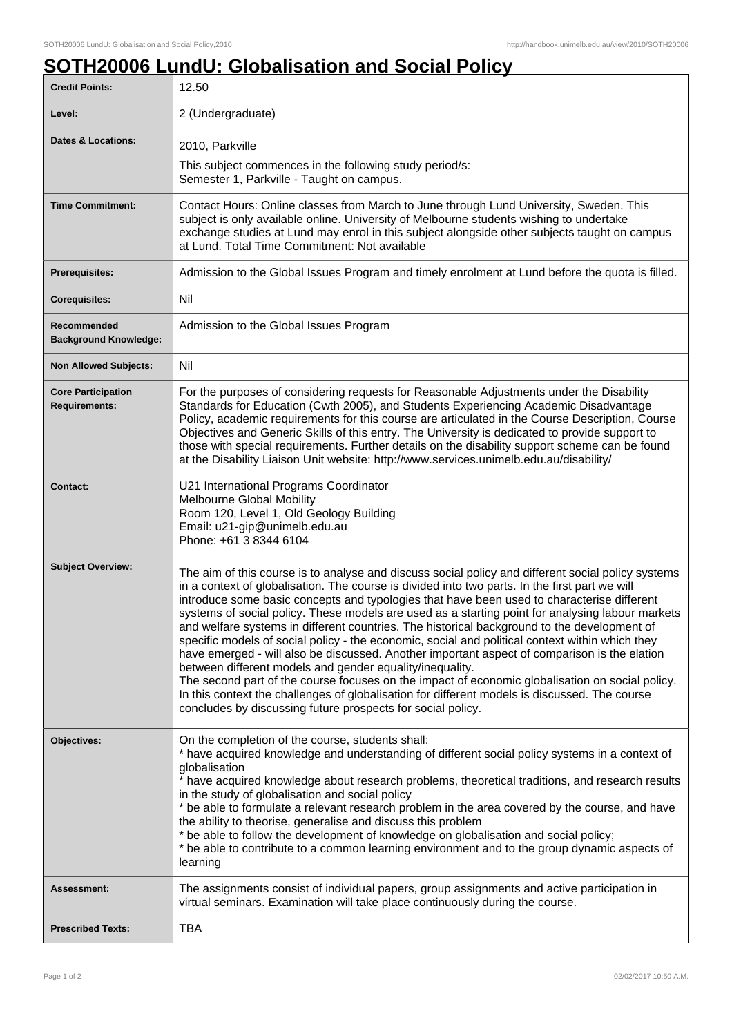# SOTH20006 LundU: Globalisation and Social Policy

| | |
|---|---|
| **Credit Points:** | 12.50 |
| **Level:** | 2 (Undergraduate) |
| **Dates & Locations:** | 2010, Parkville<br>This subject commences in the following study period/s:<br>Semester 1, Parkville - Taught on campus. |
| **Time Commitment:** | Contact Hours: Online classes from March to June through Lund University, Sweden. This subject is only available online. University of Melbourne students wishing to undertake exchange studies at Lund may enrol in this subject alongside other subjects taught on campus at Lund. Total Time Commitment: Not available |
| **Prerequisites:** | Admission to the Global Issues Program and timely enrolment at Lund before the quota is filled. |
| **Corequisites:** | Nil |
| **Recommended Background Knowledge:** | Admission to the Global Issues Program |
| **Non Allowed Subjects:** | Nil |
| **Core Participation Requirements:** | For the purposes of considering requests for Reasonable Adjustments under the Disability Standards for Education (Cwth 2005), and Students Experiencing Academic Disadvantage Policy, academic requirements for this course are articulated in the Course Description, Course Objectives and Generic Skills of this entry. The University is dedicated to provide support to those with special requirements. Further details on the disability support scheme can be found at the Disability Liaison Unit website: http://www.services.unimelb.edu.au/disability/ |
| **Contact:** | U21 International Programs Coordinator<br>Melbourne Global Mobility<br>Room 120, Level 1, Old Geology Building<br>Email: u21-gip@unimelb.edu.au<br>Phone: +61 3 8344 6104 |
| **Subject Overview:** | The aim of this course is to analyse and discuss social policy and different social policy systems in a context of globalisation. The course is divided into two parts. In the first part we will introduce some basic concepts and typologies that have been used to characterise different systems of social policy. These models are used as a starting point for analysing labour markets and welfare systems in different countries. The historical background to the development of specific models of social policy - the economic, social and political context within which they have emerged - will also be discussed. Another important aspect of comparison is the elation between different models and gender equality/inequality.<br>The second part of the course focuses on the impact of economic globalisation on social policy. In this context the challenges of globalisation for different models is discussed. The course concludes by discussing future prospects for social policy. |
| **Objectives:** | On the completion of the course, students shall:<br>* have acquired knowledge and understanding of different social policy systems in a context of globalisation<br>* have acquired knowledge about research problems, theoretical traditions, and research results in the study of globalisation and social policy<br>* be able to formulate a relevant research problem in the area covered by the course, and have the ability to theorise, generalise and discuss this problem<br>* be able to follow the development of knowledge on globalisation and social policy;<br>* be able to contribute to a common learning environment and to the group dynamic aspects of learning |
| **Assessment:** | The assignments consist of individual papers, group assignments and active participation in virtual seminars. Examination will take place continuously during the course. |
| **Prescribed Texts:** | TBA |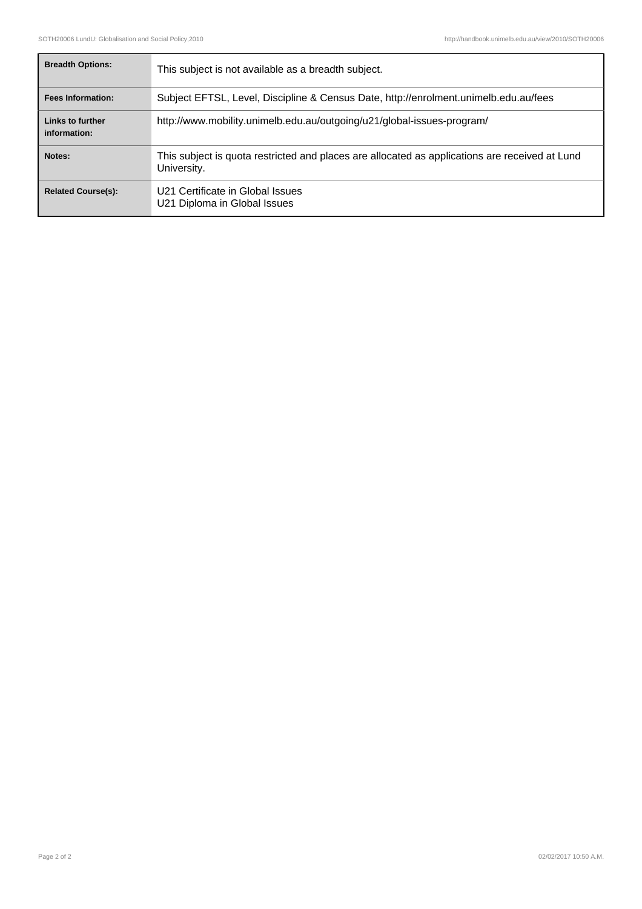| | |
|---|---|
| **Breadth Options:** | This subject is not available as a breadth subject. |
| **Fees Information:** | Subject EFTSL, Level, Discipline & Census Date, http://enrolment.unimelb.edu.au/fees |
| **Links to further information:** | http://www.mobility.unimelb.edu.au/outgoing/u21/global-issues-program/ |
| **Notes:** | This subject is quota restricted and places are allocated as applications are received at Lund University. |
| **Related Course(s):** | U21 Certificate in Global Issues<br>U21 Diploma in Global Issues |